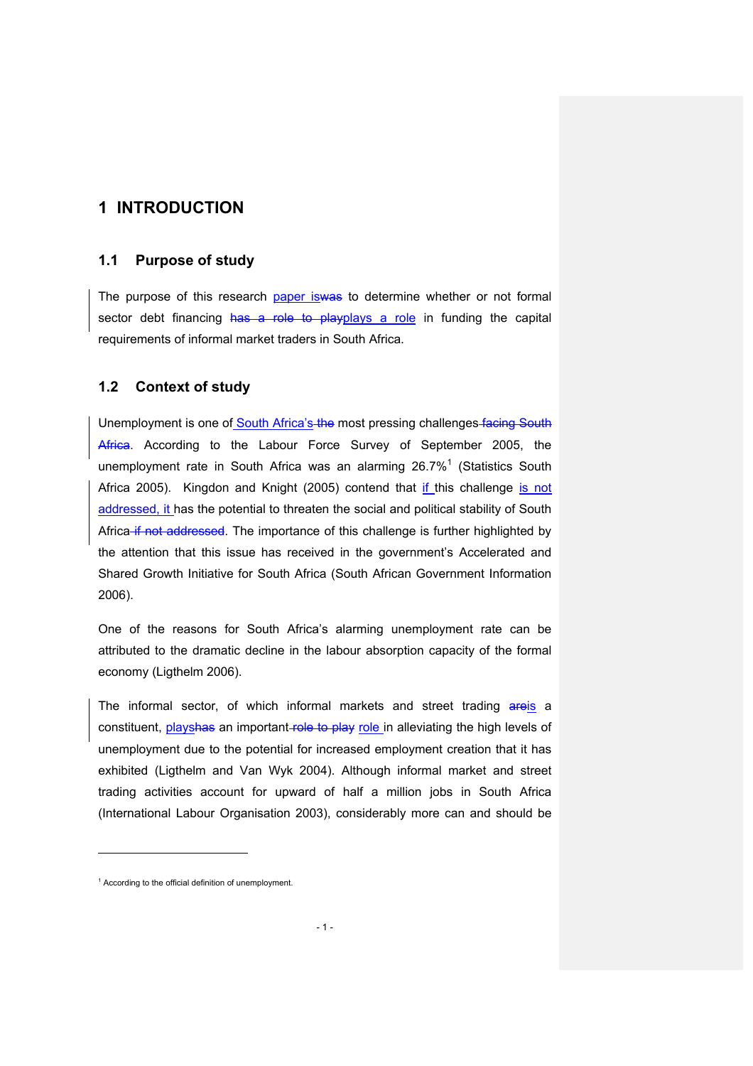# 1 INTRODUCTION

## 1.1 Purpose of study

The purpose of this research paper is to determine whether or not formal sector debt financing plays a role in funding the capital requirements of informal market traders in South Africa.

## 1.2 Context of study

Unemployment is one of South Africa's most pressing challenges. According to the Labour Force Survey of September 2005, the unemployment rate in South Africa was an alarming 26.7%[1] (Statistics South Africa 2005). Kingdon and Knight (2005) contend that if this challenge is not addressed, it has the potential to threaten the social and political stability of South Africa. The importance of this challenge is further highlighted by the attention that this issue has received in the government's Accelerated and Shared Growth Initiative for South Africa (South African Government Information 2006).

One of the reasons for South Africa's alarming unemployment rate can be attributed to the dramatic decline in the labour absorption capacity of the formal economy (Ligthelm 2006).

The informal sector, of which informal markets and street trading is a constituent, plays an important role in alleviating the high levels of unemployment due to the potential for increased employment creation that it has exhibited (Ligthelm and Van Wyk 2004). Although informal market and street trading activities account for upward of half a million jobs in South Africa (International Labour Organisation 2003), considerably more can and should be

---

[1] According to the official definition of unemployment.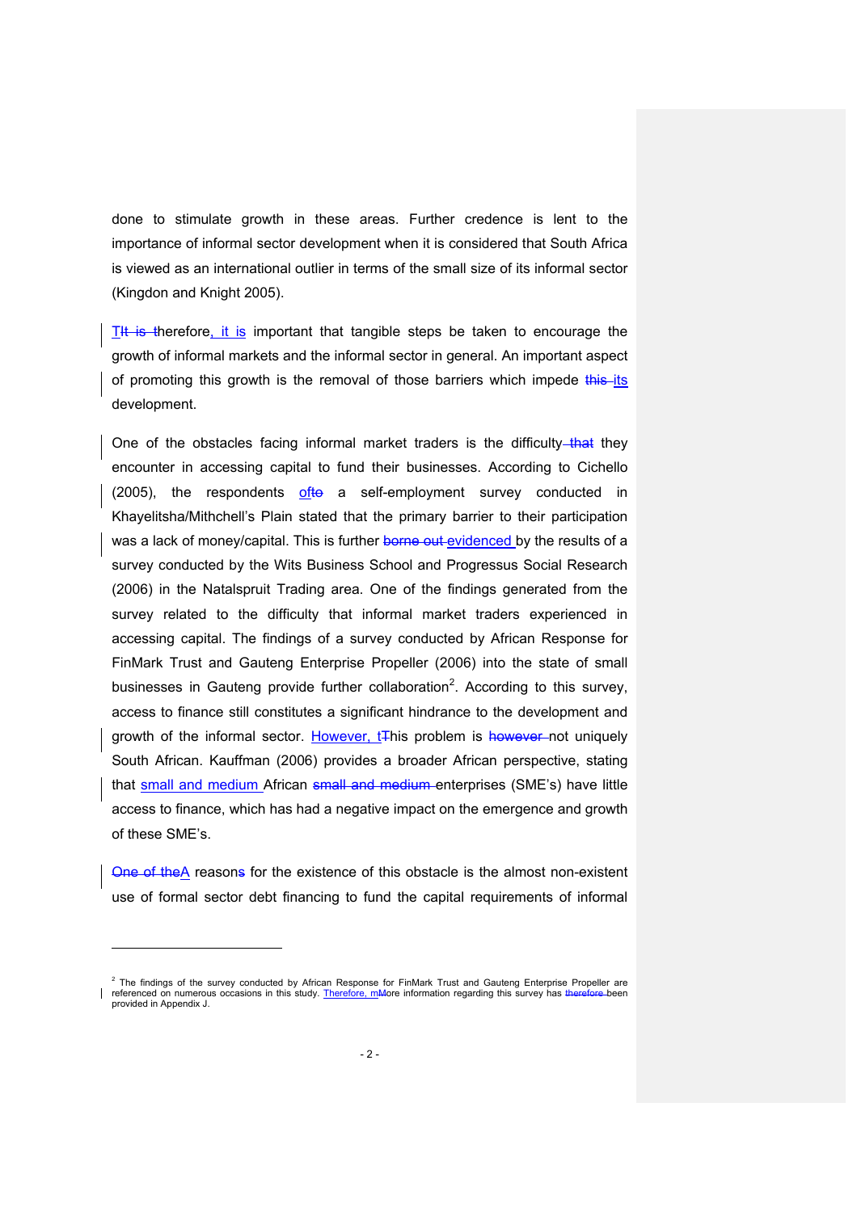done to stimulate growth in these areas. Further credence is lent to the importance of informal sector development when it is considered that South Africa is viewed as an international outlier in terms of the small size of its informal sector (Kingdon and Knight 2005).

Therefore, it is important that tangible steps be taken to encourage the growth of informal markets and the informal sector in general. An important aspect of promoting this growth is the removal of those barriers which impede its development.

One of the obstacles facing informal market traders is the difficulty they encounter in accessing capital to fund their businesses. According to Cichello (2005), the respondents of a self-employment survey conducted in Khayelitsha/Mithchell's Plain stated that the primary barrier to their participation was a lack of money/capital. This is further evidenced by the results of a survey conducted by the Wits Business School and Progressus Social Research (2006) in the Natalspruit Trading area. One of the findings generated from the survey related to the difficulty that informal market traders experienced in accessing capital. The findings of a survey conducted by African Response for FinMark Trust and Gauteng Enterprise Propeller (2006) into the state of small businesses in Gauteng provide further collaboration[2]. According to this survey, access to finance still constitutes a significant hindrance to the development and growth of the informal sector. However, this problem is not uniquely South African. Kauffman (2006) provides a broader African perspective, stating that small and medium African enterprises (SME's) have little access to finance, which has had a negative impact on the emergence and growth of these SME's.

A reason for the existence of this obstacle is the almost non-existent use of formal sector debt financing to fund the capital requirements of informal

---

[2] The findings of the survey conducted by African Response for FinMark Trust and Gauteng Enterprise Propeller are referenced on numerous occasions in this study. Therefore, more information regarding this survey has been provided in Appendix J.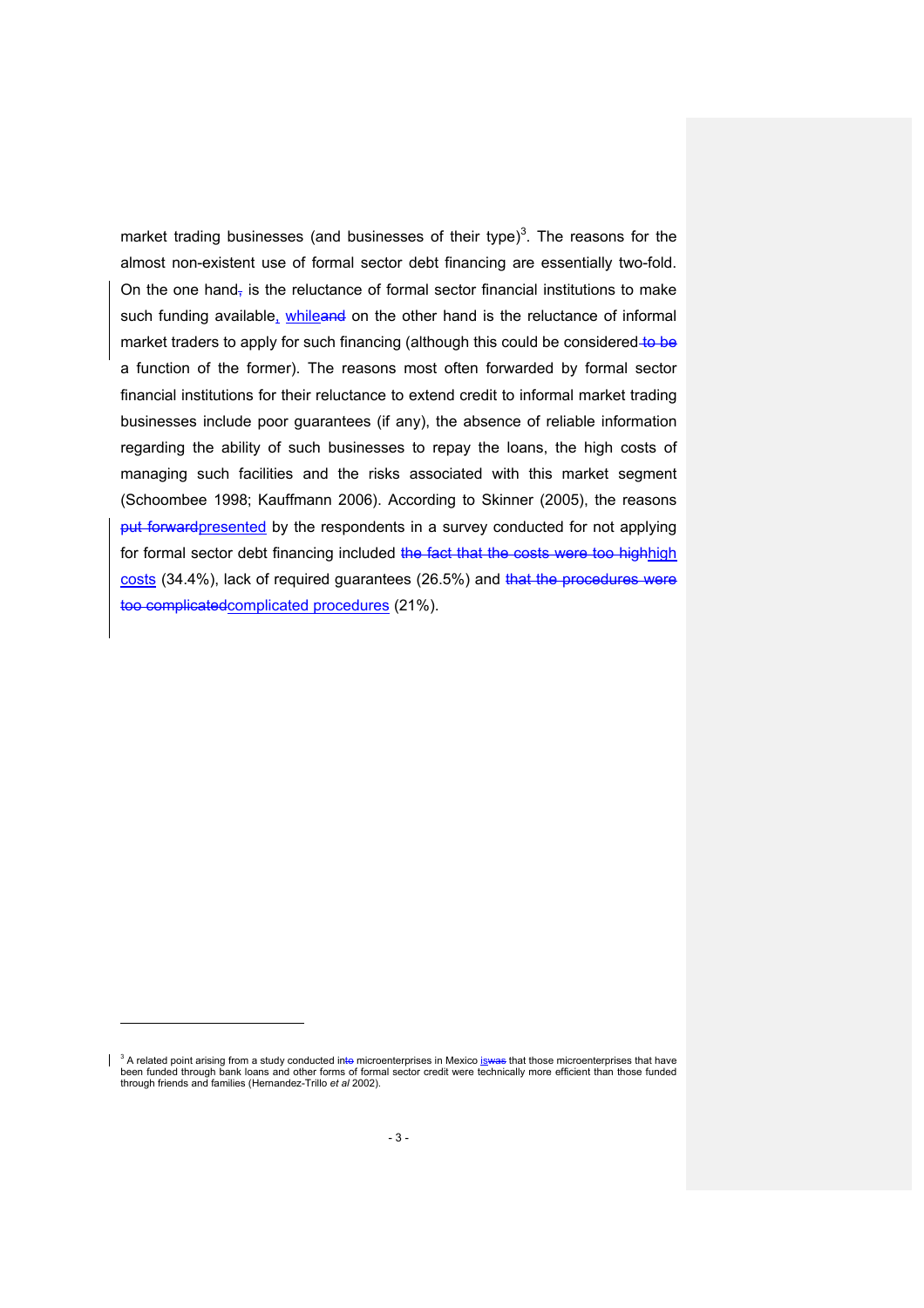market trading businesses (and businesses of their type)[3]. The reasons for the almost non-existent use of formal sector debt financing are essentially two-fold. On the one hand~~,~~ is the reluctance of formal sector financial institutions to make such funding available, while~~and~~ on the other hand is the reluctance of informal market traders to apply for such financing (although this could be considered ~~to be~~ a function of the former). The reasons most often forwarded by formal sector financial institutions for their reluctance to extend credit to informal market trading businesses include poor guarantees (if any), the absence of reliable information regarding the ability of such businesses to repay the loans, the high costs of managing such facilities and the risks associated with this market segment (Schoombee 1998; Kauffmann 2006). According to Skinner (2005), the reasons ~~put forward~~presented by the respondents in a survey conducted for not applying for formal sector debt financing included ~~the fact that the costs were too high~~high costs (34.4%), lack of required guarantees (26.5%) and ~~that the procedures were too complicated~~complicated procedures (21%).

---

[3] A related point arising from a study conducted in~~to~~ microenterprises in Mexico is~~was~~ that those microenterprises that have been funded through bank loans and other forms of formal sector credit were technically more efficient than those funded through friends and families (Hernandez-Trillo *et al* 2002).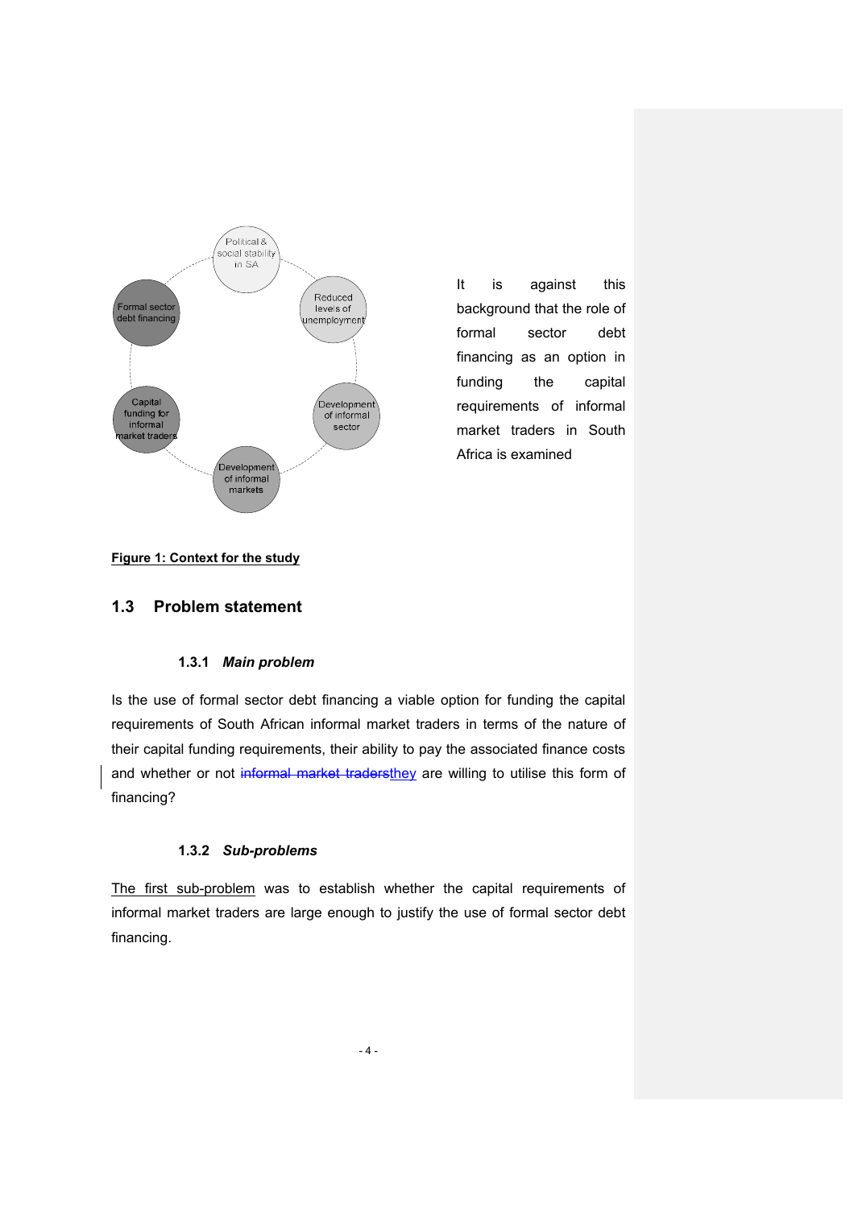It is against this background that the role of formal sector debt financing as an option in funding the capital requirements of informal market traders in South Africa is examined

**Figure 1: Context for the study**

## 1.3 Problem statement

### 1.3.1 *Main problem*

Is the use of formal sector debt financing a viable option for funding the capital requirements of South African informal market traders in terms of the nature of their capital funding requirements, their ability to pay the associated finance costs and whether or not ~~informal market traders~~they are willing to utilise this form of financing?

### 1.3.2 *Sub-problems*

The first sub-problem was to establish whether the capital requirements of informal market traders are large enough to justify the use of formal sector debt financing.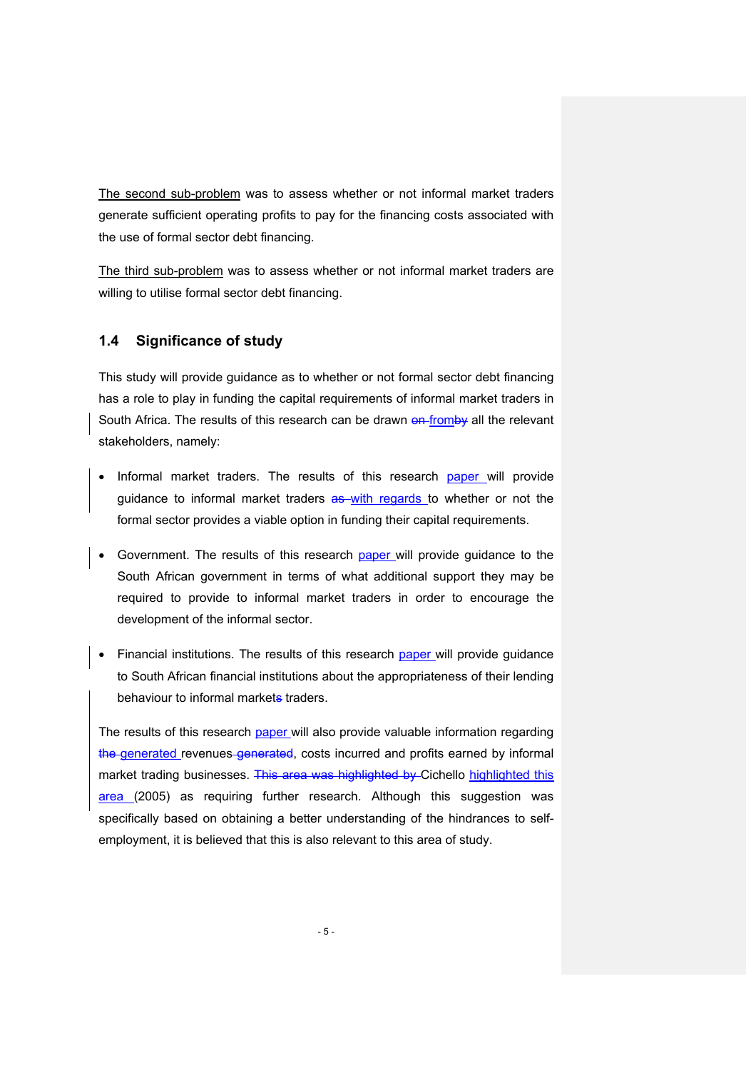The second sub-problem was to assess whether or not informal market traders generate sufficient operating profits to pay for the financing costs associated with the use of formal sector debt financing.

The third sub-problem was to assess whether or not informal market traders are willing to utilise formal sector debt financing.

## 1.4 Significance of study

This study will provide guidance as to whether or not formal sector debt financing has a role to play in funding the capital requirements of informal market traders in South Africa. The results of this research can be drawn ~~on~~ from~~by~~ all the relevant stakeholders, namely:

- Informal market traders. The results of this research paper will provide guidance to informal market traders ~~as~~ with regards to whether or not the formal sector provides a viable option in funding their capital requirements.

- Government. The results of this research paper will provide guidance to the South African government in terms of what additional support they may be required to provide to informal market traders in order to encourage the development of the informal sector.

- Financial institutions. The results of this research paper will provide guidance to South African financial institutions about the appropriateness of their lending behaviour to informal market~~s~~ traders.

The results of this research paper will also provide valuable information regarding ~~the~~ generated revenues ~~generated~~, costs incurred and profits earned by informal market trading businesses. ~~This area was highlighted by~~ Cichello highlighted this area (2005) as requiring further research. Although this suggestion was specifically based on obtaining a better understanding of the hindrances to self-employment, it is believed that this is also relevant to this area of study.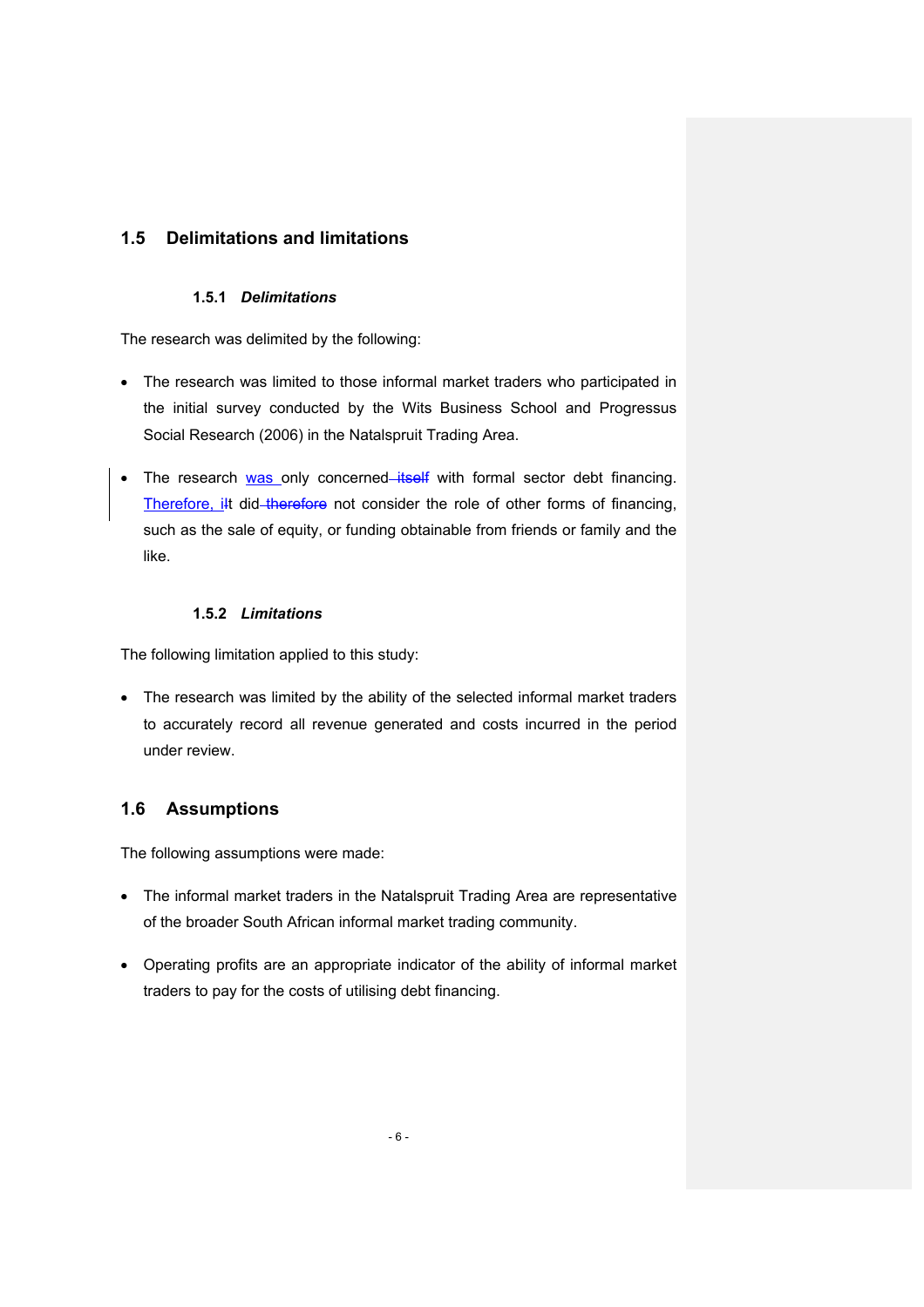## 1.5 Delimitations and limitations

### 1.5.1 *Delimitations*

The research was delimited by the following:

- The research was limited to those informal market traders who participated in the initial survey conducted by the Wits Business School and Progressus Social Research (2006) in the Natalspruit Trading Area.
- The research was only concerned with formal sector debt financing. Therefore, it did not consider the role of other forms of financing, such as the sale of equity, or funding obtainable from friends or family and the like.

### 1.5.2 *Limitations*

The following limitation applied to this study:

- The research was limited by the ability of the selected informal market traders to accurately record all revenue generated and costs incurred in the period under review.

## 1.6 Assumptions

The following assumptions were made:

- The informal market traders in the Natalspruit Trading Area are representative of the broader South African informal market trading community.
- Operating profits are an appropriate indicator of the ability of informal market traders to pay for the costs of utilising debt financing.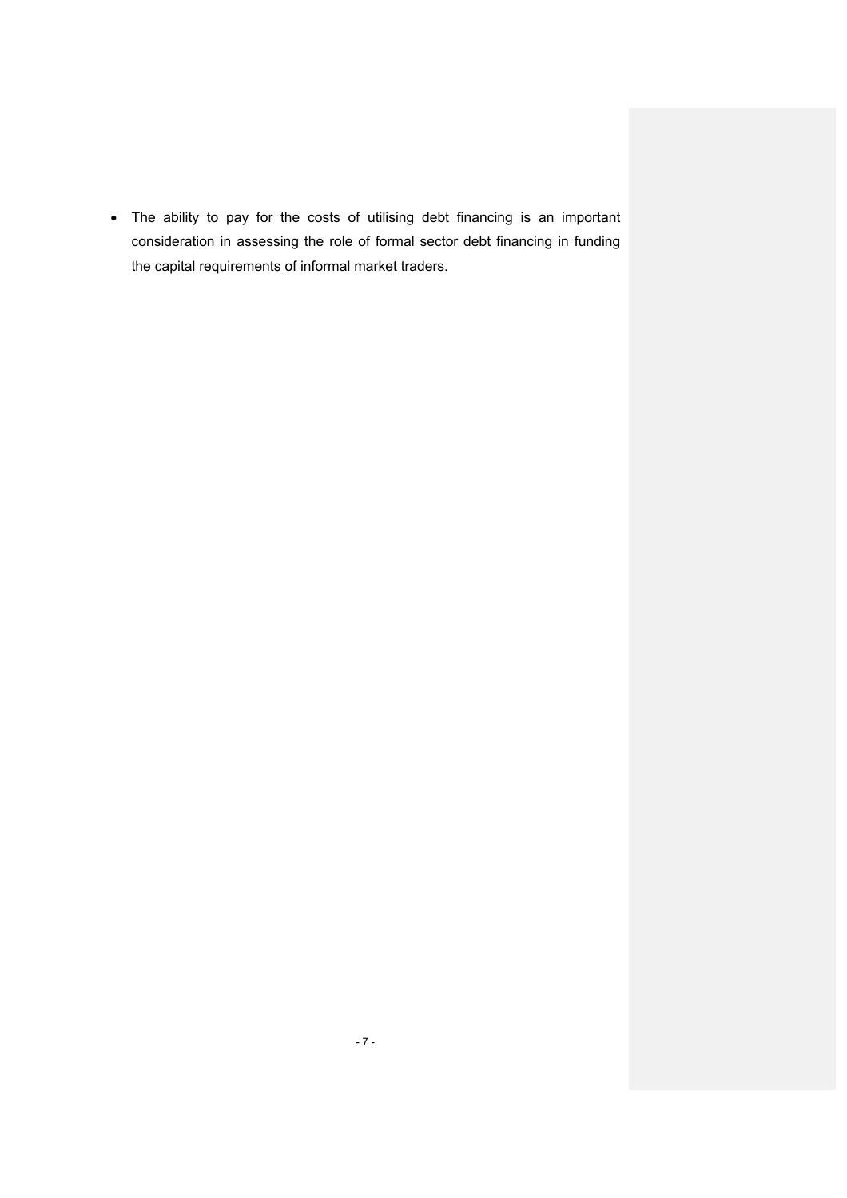- The ability to pay for the costs of utilising debt financing is an important consideration in assessing the role of formal sector debt financing in funding the capital requirements of informal market traders.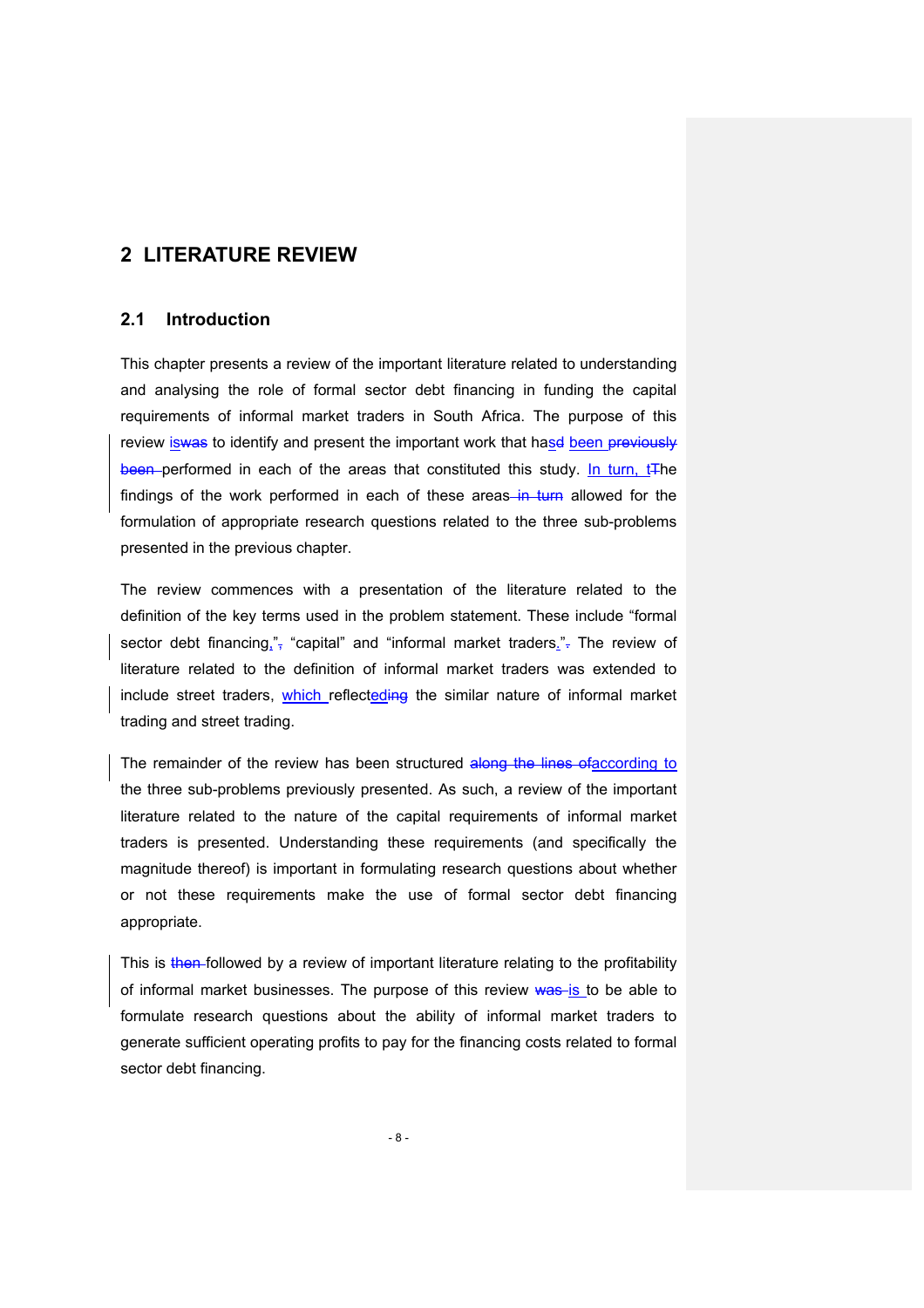# 2 LITERATURE REVIEW

## 2.1 Introduction

This chapter presents a review of the important literature related to understanding and analysing the role of formal sector debt financing in funding the capital requirements of informal market traders in South Africa. The purpose of this review is~~was~~ to identify and present the important work that has~~d~~ been ~~previously been~~ performed in each of the areas that constituted this study. In turn, t~~T~~he findings of the work performed in each of these areas~~ in turn~~ allowed for the formulation of appropriate research questions related to the three sub-problems presented in the previous chapter.

The review commences with a presentation of the literature related to the definition of the key terms used in the problem statement. These include "formal sector debt financing,"~~,~~ "capital" and "informal market traders."~~.~~ The review of literature related to the definition of informal market traders was extended to include street traders, which reflected~~ing~~ the similar nature of informal market trading and street trading.

The remainder of the review has been structured ~~along the lines of~~according to the three sub-problems previously presented. As such, a review of the important literature related to the nature of the capital requirements of informal market traders is presented. Understanding these requirements (and specifically the magnitude thereof) is important in formulating research questions about whether or not these requirements make the use of formal sector debt financing appropriate.

This is ~~then~~ followed by a review of important literature relating to the profitability of informal market businesses. The purpose of this review ~~was~~ is to be able to formulate research questions about the ability of informal market traders to generate sufficient operating profits to pay for the financing costs related to formal sector debt financing.